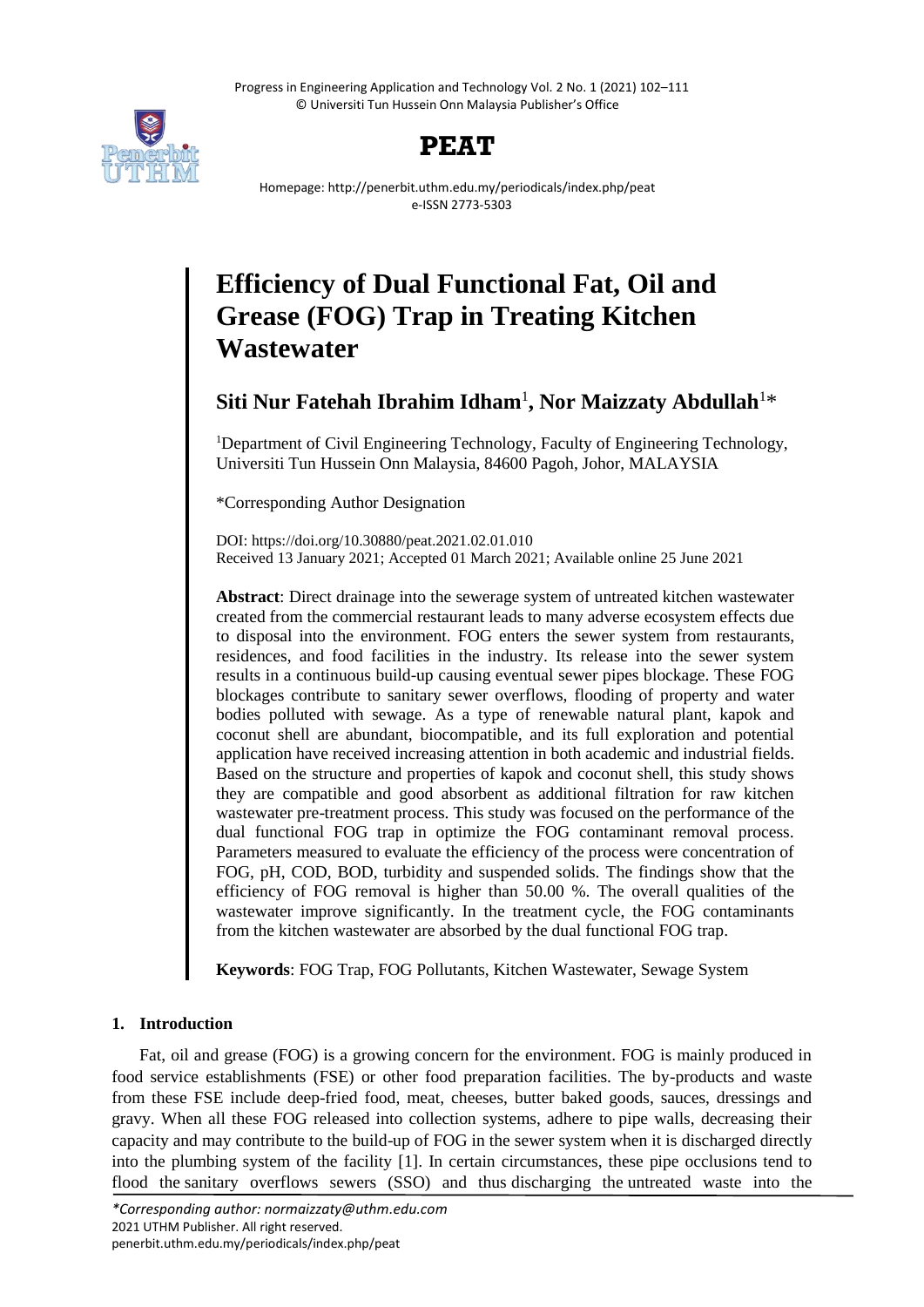# Efficiency of Dual Functional Fat, Oil and Grease (FOG) Trap in Treating Kitchen Wastewater

**Siti Nur Fatehah Ibrahim Idham**[1], **Nor Maizzaty Abdullah**[1]*

[1]Department of Civil Engineering Technology, Faculty of Engineering Technology, Universiti Tun Hussein Onn Malaysia, 84600 Pagoh, Johor, MALAYSIA

*Corresponding Author Designation

DOI: https://doi.org/10.30880/peat.2021.02.01.010
Received 13 January 2021; Accepted 01 March 2021; Available online 25 June 2021

**Abstract**: Direct drainage into the sewerage system of untreated kitchen wastewater created from the commercial restaurant leads to many adverse ecosystem effects due to disposal into the environment. FOG enters the sewer system from restaurants, residences, and food facilities in the industry. Its release into the sewer system results in a continuous build-up causing eventual sewer pipes blockage. These FOG blockages contribute to sanitary sewer overflows, flooding of property and water bodies polluted with sewage. As a type of renewable natural plant, kapok and coconut shell are abundant, biocompatible, and its full exploration and potential application have received increasing attention in both academic and industrial fields. Based on the structure and properties of kapok and coconut shell, this study shows they are compatible and good absorbent as additional filtration for raw kitchen wastewater pre-treatment process. This study was focused on the performance of the dual functional FOG trap in optimize the FOG contaminant removal process. Parameters measured to evaluate the efficiency of the process were concentration of FOG, pH, COD, BOD, turbidity and suspended solids. The findings show that the efficiency of FOG removal is higher than 50.00 %. The overall qualities of the wastewater improve significantly. In the treatment cycle, the FOG contaminants from the kitchen wastewater are absorbed by the dual functional FOG trap.

**Keywords**: FOG Trap, FOG Pollutants, Kitchen Wastewater, Sewage System

## 1. Introduction

Fat, oil and grease (FOG) is a growing concern for the environment. FOG is mainly produced in food service establishments (FSE) or other food preparation facilities. The by-products and waste from these FSE include deep-fried food, meat, cheeses, butter baked goods, sauces, dressings and gravy. When all these FOG released into collection systems, adhere to pipe walls, decreasing their capacity and may contribute to the build-up of FOG in the sewer system when it is discharged directly into the plumbing system of the facility [1]. In certain circumstances, these pipe occlusions tend to flood the sanitary overflows sewers (SSO) and thus discharging the untreated waste into the

*\*Corresponding author: normaizzaty@uthm.edu.com*
2021 UTHM Publisher. All right reserved.
penerbit.uthm.edu.my/periodicals/index.php/peat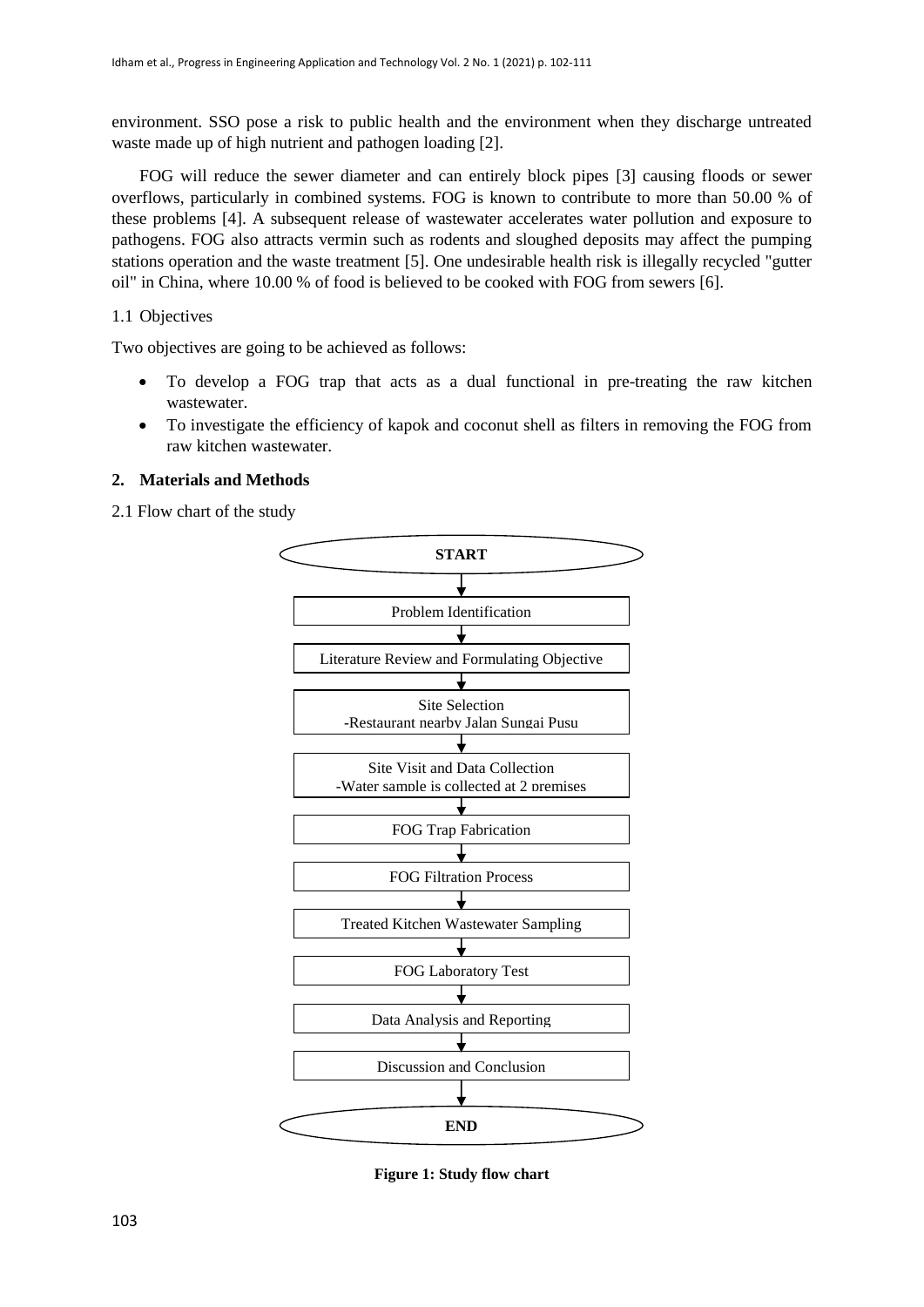environment. SSO pose a risk to public health and the environment when they discharge untreated waste made up of high nutrient and pathogen loading [2].

FOG will reduce the sewer diameter and can entirely block pipes [3] causing floods or sewer overflows, particularly in combined systems. FOG is known to contribute to more than 50.00 % of these problems [4]. A subsequent release of wastewater accelerates water pollution and exposure to pathogens. FOG also attracts vermin such as rodents and sloughed deposits may affect the pumping stations operation and the waste treatment [5]. One undesirable health risk is illegally recycled "gutter oil" in China, where 10.00 % of food is believed to be cooked with FOG from sewers [6].

### 1.1 Objectives

Two objectives are going to be achieved as follows:

- To develop a FOG trap that acts as a dual functional in pre-treating the raw kitchen wastewater.
- To investigate the efficiency of kapok and coconut shell as filters in removing the FOG from raw kitchen wastewater.

## 2. Materials and Methods

### 2.1 Flow chart of the study

START

↓

Problem Identification

↓

Literature Review and Formulating Objective

↓

Site Selection
-Restaurant nearby Jalan Sungai Pusu

↓

Site Visit and Data Collection
-Water sample is collected at 2 premises

↓

FOG Trap Fabrication

↓

FOG Filtration Process

↓

Treated Kitchen Wastewater Sampling

↓

FOG Laboratory Test

↓

Data Analysis and Reporting

↓

Discussion and Conclusion

↓

END

**Figure 1: Study flow chart**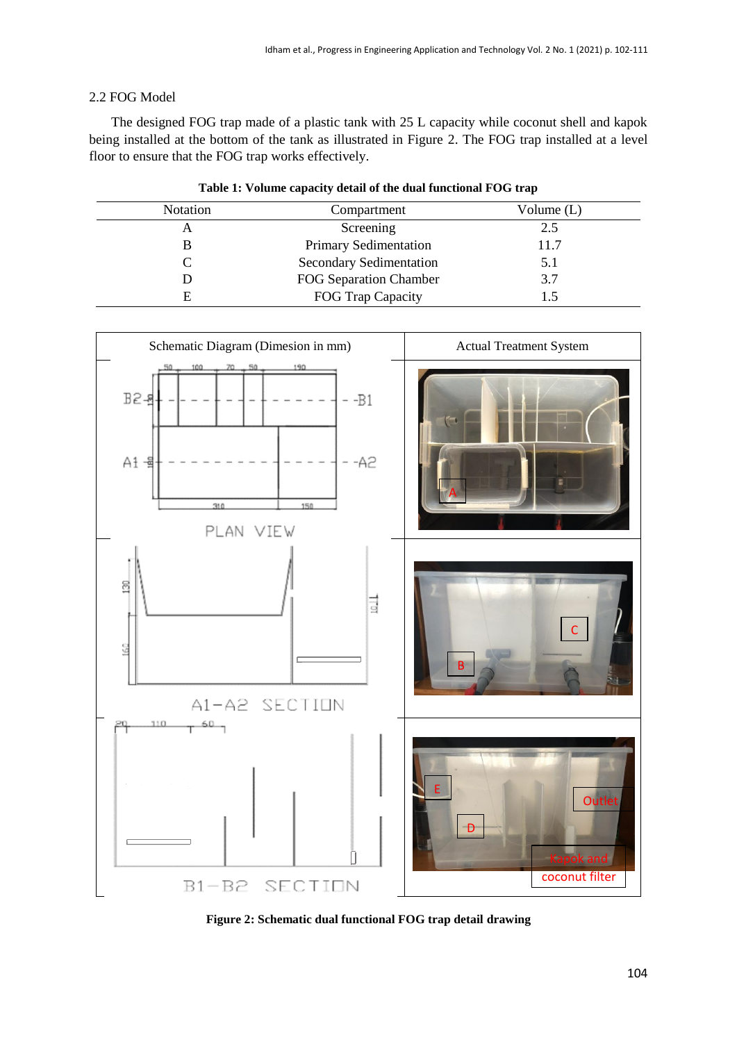2.2 FOG Model

The designed FOG trap made of a plastic tank with 25 L capacity while coconut shell and kapok being installed at the bottom of the tank as illustrated in Figure 2. The FOG trap installed at a level floor to ensure that the FOG trap works effectively.

**Table 1: Volume capacity detail of the dual functional FOG trap**

| Notation | Compartment | Volume (L) |
|---|---|---|
| A | Screening | 2.5 |
| B | Primary Sedimentation | 11.7 |
| C | Secondary Sedimentation | 5.1 |
| D | FOG Separation Chamber | 3.7 |
| E | FOG Trap Capacity | 1.5 |

**Figure 2: Schematic dual functional FOG trap detail drawing**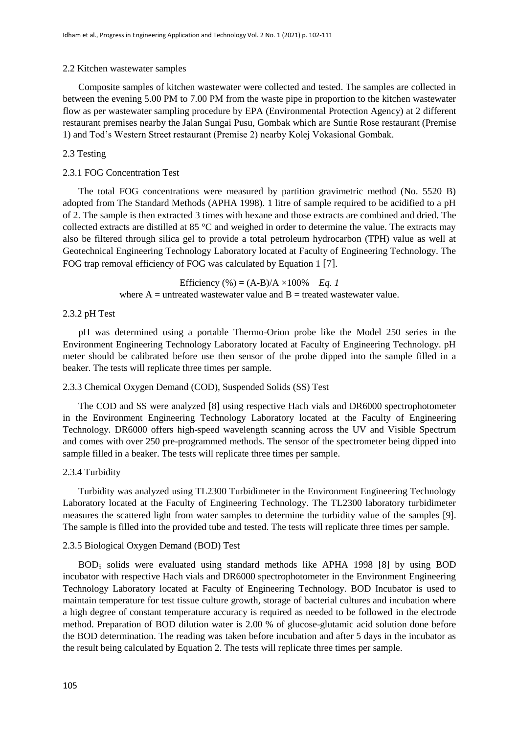### 2.2 Kitchen wastewater samples

Composite samples of kitchen wastewater were collected and tested. The samples are collected in between the evening 5.00 PM to 7.00 PM from the waste pipe in proportion to the kitchen wastewater flow as per wastewater sampling procedure by EPA (Environmental Protection Agency) at 2 different restaurant premises nearby the Jalan Sungai Pusu, Gombak which are Suntie Rose restaurant (Premise 1) and Tod's Western Street restaurant (Premise 2) nearby Kolej Vokasional Gombak.

### 2.3 Testing

#### 2.3.1 FOG Concentration Test

The total FOG concentrations were measured by partition gravimetric method (No. 5520 B) adopted from The Standard Methods (APHA 1998). 1 litre of sample required to be acidified to a pH of 2. The sample is then extracted 3 times with hexane and those extracts are combined and dried. The collected extracts are distilled at 85 °C and weighed in order to determine the value. The extracts may also be filtered through silica gel to provide a total petroleum hydrocarbon (TPH) value as well at Geotechnical Engineering Technology Laboratory located at Faculty of Engineering Technology. The FOG trap removal efficiency of FOG was calculated by Equation 1 [7].

$$\text{Efficiency } (\%) = (A-B)/A \times 100\% \quad \textit{Eq. 1}$$

where A = untreated wastewater value and B = treated wastewater value.

#### 2.3.2 pH Test

pH was determined using a portable Thermo-Orion probe like the Model 250 series in the Environment Engineering Technology Laboratory located at Faculty of Engineering Technology. pH meter should be calibrated before use then sensor of the probe dipped into the sample filled in a beaker. The tests will replicate three times per sample.

#### 2.3.3 Chemical Oxygen Demand (COD), Suspended Solids (SS) Test

The COD and SS were analyzed [8] using respective Hach vials and DR6000 spectrophotometer in the Environment Engineering Technology Laboratory located at the Faculty of Engineering Technology. DR6000 offers high-speed wavelength scanning across the UV and Visible Spectrum and comes with over 250 pre-programmed methods. The sensor of the spectrometer being dipped into sample filled in a beaker. The tests will replicate three times per sample.

#### 2.3.4 Turbidity

Turbidity was analyzed using TL2300 Turbidimeter in the Environment Engineering Technology Laboratory located at the Faculty of Engineering Technology. The TL2300 laboratory turbidimeter measures the scattered light from water samples to determine the turbidity value of the samples [9]. The sample is filled into the provided tube and tested. The tests will replicate three times per sample.

#### 2.3.5 Biological Oxygen Demand (BOD) Test

$BOD_5$ solids were evaluated using standard methods like APHA 1998 [8] by using BOD incubator with respective Hach vials and DR6000 spectrophotometer in the Environment Engineering Technology Laboratory located at Faculty of Engineering Technology. BOD Incubator is used to maintain temperature for test tissue culture growth, storage of bacterial cultures and incubation where a high degree of constant temperature accuracy is required as needed to be followed in the electrode method. Preparation of BOD dilution water is 2.00 % of glucose-glutamic acid solution done before the BOD determination. The reading was taken before incubation and after 5 days in the incubator as the result being calculated by Equation 2. The tests will replicate three times per sample.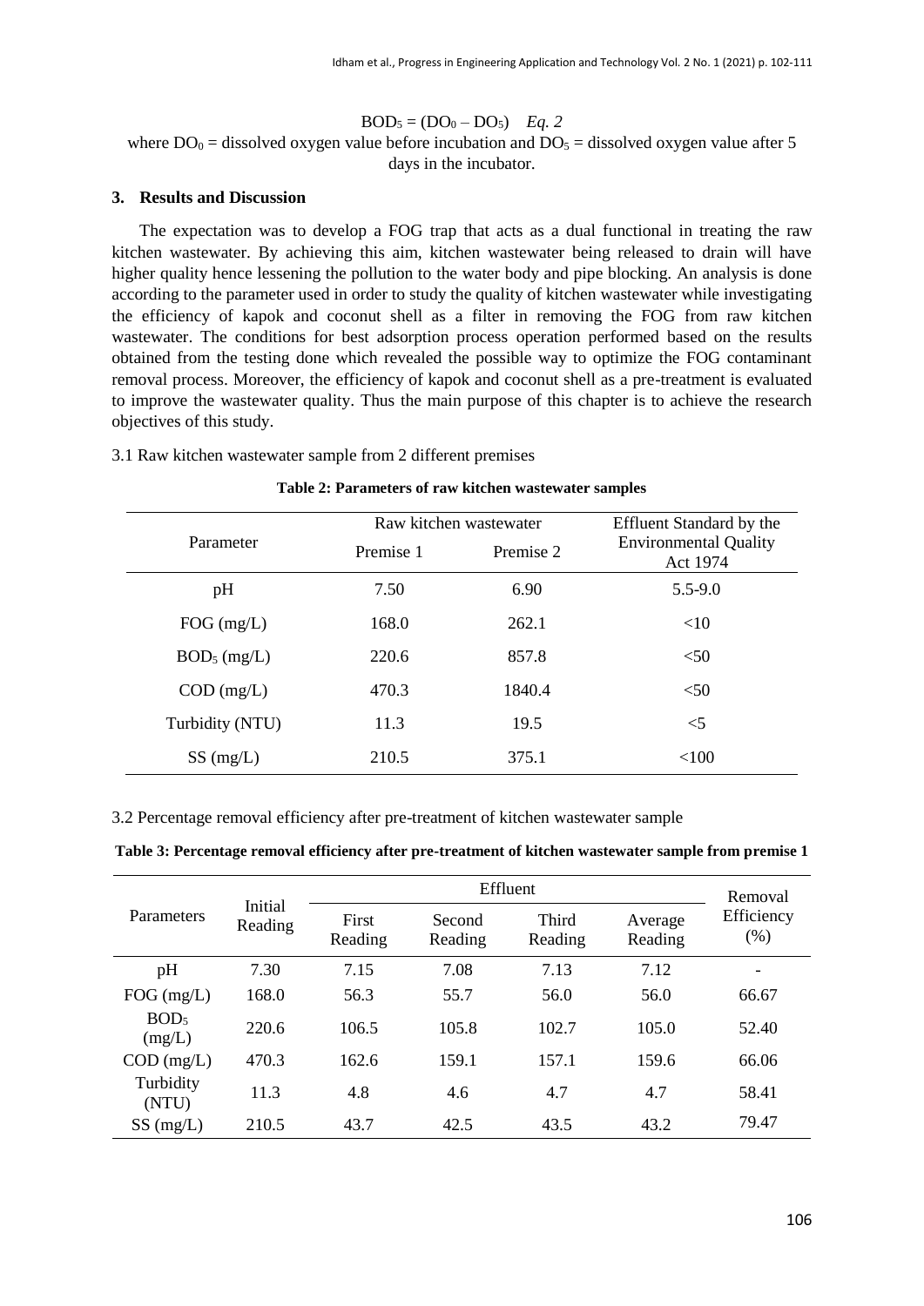$$BOD_5 = (DO_0 – DO_5) \quad \textit{Eq. 2}$$

where $DO_0$ = dissolved oxygen value before incubation and $DO_5$ = dissolved oxygen value after 5 days in the incubator.

## 3. Results and Discussion

The expectation was to develop a FOG trap that acts as a dual functional in treating the raw kitchen wastewater. By achieving this aim, kitchen wastewater being released to drain will have higher quality hence lessening the pollution to the water body and pipe blocking. An analysis is done according to the parameter used in order to study the quality of kitchen wastewater while investigating the efficiency of kapok and coconut shell as a filter in removing the FOG from raw kitchen wastewater. The conditions for best adsorption process operation performed based on the results obtained from the testing done which revealed the possible way to optimize the FOG contaminant removal process. Moreover, the efficiency of kapok and coconut shell as a pre-treatment is evaluated to improve the wastewater quality. Thus the main purpose of this chapter is to achieve the research objectives of this study.

3.1 Raw kitchen wastewater sample from 2 different premises

**Table 2: Parameters of raw kitchen wastewater samples**

| Parameter | Raw kitchen wastewater | | Effluent Standard by the Environmental Quality Act 1974 |
|---|---|---|---|
| | Premise 1 | Premise 2 | |
| pH | 7.50 | 6.90 | 5.5-9.0 |
| FOG (mg/L) | 168.0 | 262.1 | <10 |
| $BOD_5$ (mg/L) | 220.6 | 857.8 | <50 |
| COD (mg/L) | 470.3 | 1840.4 | <50 |
| Turbidity (NTU) | 11.3 | 19.5 | <5 |
| SS (mg/L) | 210.5 | 375.1 | <100 |

3.2 Percentage removal efficiency after pre-treatment of kitchen wastewater sample

**Table 3: Percentage removal efficiency after pre-treatment of kitchen wastewater sample from premise 1**

| Parameters | Initial Reading | Effluent | | | | Removal Efficiency (%) |
|---|---|---|---|---|---|---|
| | | First Reading | Second Reading | Third Reading | Average Reading | |
| pH | 7.30 | 7.15 | 7.08 | 7.13 | 7.12 | - |
| FOG (mg/L) | 168.0 | 56.3 | 55.7 | 56.0 | 56.0 | 66.67 |
| $BOD_5$ (mg/L) | 220.6 | 106.5 | 105.8 | 102.7 | 105.0 | 52.40 |
| COD (mg/L) | 470.3 | 162.6 | 159.1 | 157.1 | 159.6 | 66.06 |
| Turbidity (NTU) | 11.3 | 4.8 | 4.6 | 4.7 | 4.7 | 58.41 |
| SS (mg/L) | 210.5 | 43.7 | 42.5 | 43.5 | 43.2 | 79.47 |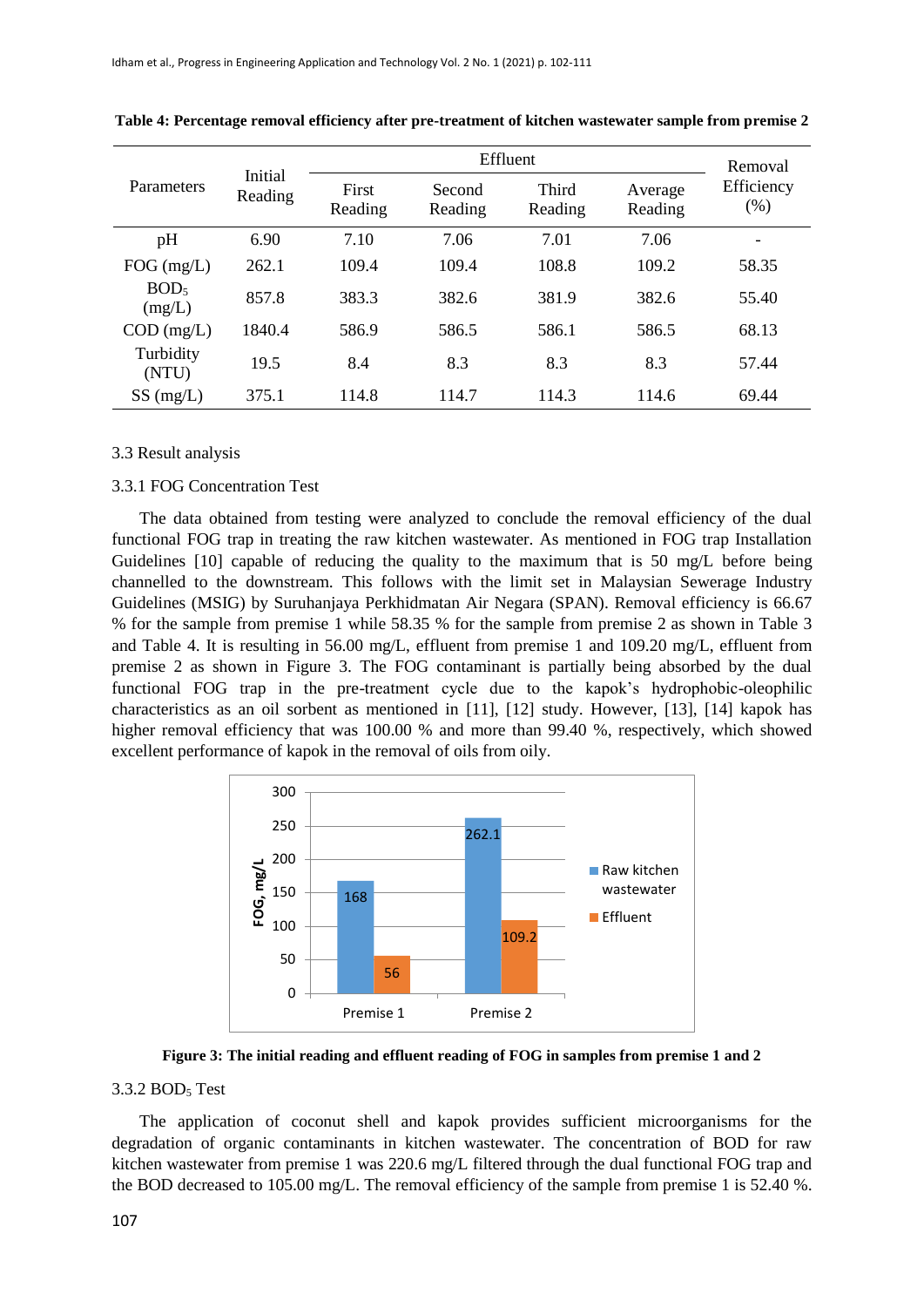**Table 4: Percentage removal efficiency after pre-treatment of kitchen wastewater sample from premise 2**

| Parameters | Initial Reading | Effluent | | | | Removal Efficiency (%) |
|---|---|---|---|---|---|---|
| | | First Reading | Second Reading | Third Reading | Average Reading | |
| pH | 6.90 | 7.10 | 7.06 | 7.01 | 7.06 | - |
| FOG (mg/L) | 262.1 | 109.4 | 109.4 | 108.8 | 109.2 | 58.35 |
| $BOD_5$ (mg/L) | 857.8 | 383.3 | 382.6 | 381.9 | 382.6 | 55.40 |
| COD (mg/L) | 1840.4 | 586.9 | 586.5 | 586.1 | 586.5 | 68.13 |
| Turbidity (NTU) | 19.5 | 8.4 | 8.3 | 8.3 | 8.3 | 57.44 |
| SS (mg/L) | 375.1 | 114.8 | 114.7 | 114.3 | 114.6 | 69.44 |

### 3.3 Result analysis

#### 3.3.1 FOG Concentration Test

The data obtained from testing were analyzed to conclude the removal efficiency of the dual functional FOG trap in treating the raw kitchen wastewater. As mentioned in FOG trap Installation Guidelines [10] capable of reducing the quality to the maximum that is 50 mg/L before being channelled to the downstream. This follows with the limit set in Malaysian Sewerage Industry Guidelines (MSIG) by Suruhanjaya Perkhidmatan Air Negara (SPAN). Removal efficiency is 66.67 % for the sample from premise 1 while 58.35 % for the sample from premise 2 as shown in Table 3 and Table 4. It is resulting in 56.00 mg/L, effluent from premise 1 and 109.20 mg/L, effluent from premise 2 as shown in Figure 3. The FOG contaminant is partially being absorbed by the dual functional FOG trap in the pre-treatment cycle due to the kapok's hydrophobic-oleophilic characteristics as an oil sorbent as mentioned in [11], [12] study. However, [13], [14] kapok has higher removal efficiency that was 100.00 % and more than 99.40 %, respectively, which showed excellent performance of kapok in the removal of oils from oily.

| FOG, mg/L | Raw kitchen wastewater | Effluent |
|---|---|---|
| Premise 1 | 168 | 56 |
| Premise 2 | 262.1 | 109.2 |

**Figure 3: The initial reading and effluent reading of FOG in samples from premise 1 and 2**

#### 3.3.2 $BOD_5$ Test

The application of coconut shell and kapok provides sufficient microorganisms for the degradation of organic contaminants in kitchen wastewater. The concentration of BOD for raw kitchen wastewater from premise 1 was 220.6 mg/L filtered through the dual functional FOG trap and the BOD decreased to 105.00 mg/L. The removal efficiency of the sample from premise 1 is 52.40 %.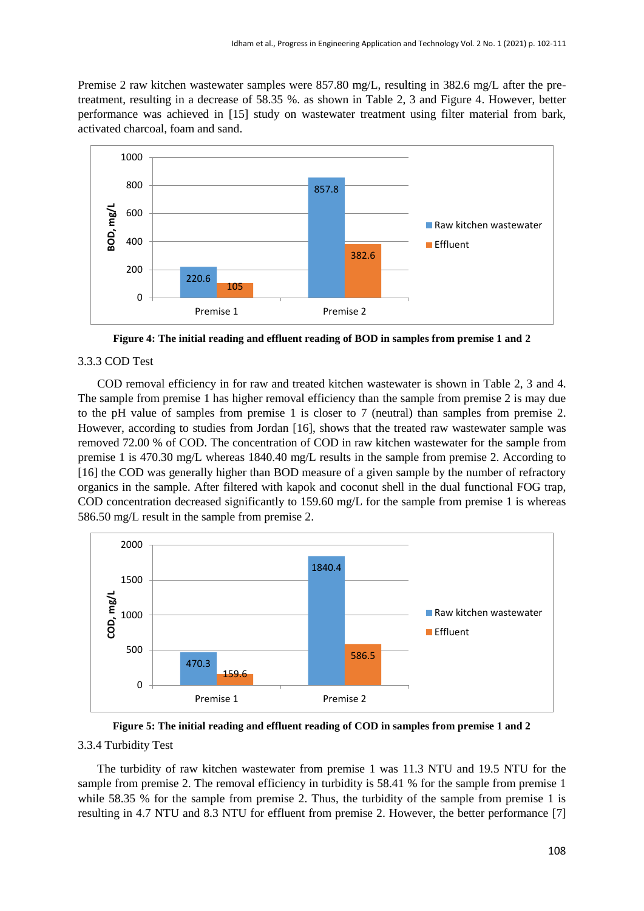Premise 2 raw kitchen wastewater samples were 857.80 mg/L, resulting in 382.6 mg/L after the pre-treatment, resulting in a decrease of 58.35 %. as shown in Table 2, 3 and Figure 4. However, better performance was achieved in [15] study on wastewater treatment using filter material from bark, activated charcoal, foam and sand.

**Figure 4: The initial reading and effluent reading of BOD in samples from premise 1 and 2**

### 3.3.3 COD Test

COD removal efficiency in for raw and treated kitchen wastewater is shown in Table 2, 3 and 4. The sample from premise 1 has higher removal efficiency than the sample from premise 2 is may due to the pH value of samples from premise 1 is closer to 7 (neutral) than samples from premise 2. However, according to studies from Jordan [16], shows that the treated raw wastewater sample was removed 72.00 % of COD. The concentration of COD in raw kitchen wastewater for the sample from premise 1 is 470.30 mg/L whereas 1840.40 mg/L results in the sample from premise 2. According to [16] the COD was generally higher than BOD measure of a given sample by the number of refractory organics in the sample. After filtered with kapok and coconut shell in the dual functional FOG trap, COD concentration decreased significantly to 159.60 mg/L for the sample from premise 1 is whereas 586.50 mg/L result in the sample from premise 2.

**Figure 5: The initial reading and effluent reading of COD in samples from premise 1 and 2**

### 3.3.4 Turbidity Test

The turbidity of raw kitchen wastewater from premise 1 was 11.3 NTU and 19.5 NTU for the sample from premise 2. The removal efficiency in turbidity is 58.41 % for the sample from premise 1 while 58.35 % for the sample from premise 2. Thus, the turbidity of the sample from premise 1 is resulting in 4.7 NTU and 8.3 NTU for effluent from premise 2. However, the better performance [7]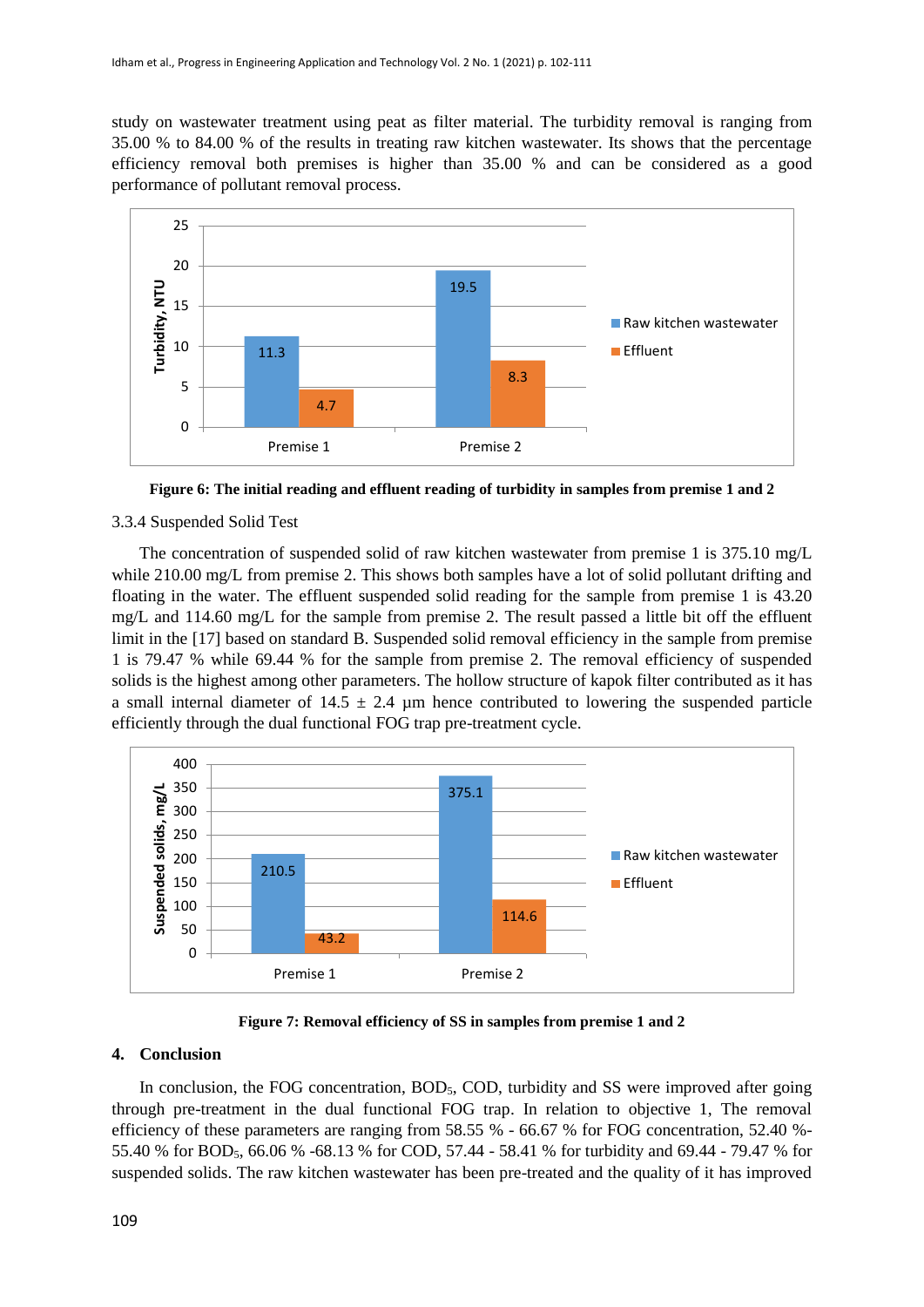study on wastewater treatment using peat as filter material. The turbidity removal is ranging from 35.00 % to 84.00 % of the results in treating raw kitchen wastewater. Its shows that the percentage efficiency removal both premises is higher than 35.00 % and can be considered as a good performance of pollutant removal process.

Figure 6: The initial reading and effluent reading of turbidity in samples from premise 1 and 2

### 3.3.4 Suspended Solid Test

The concentration of suspended solid of raw kitchen wastewater from premise 1 is 375.10 mg/L while 210.00 mg/L from premise 2. This shows both samples have a lot of solid pollutant drifting and floating in the water. The effluent suspended solid reading for the sample from premise 1 is 43.20 mg/L and 114.60 mg/L for the sample from premise 2. The result passed a little bit off the effluent limit in the [17] based on standard B. Suspended solid removal efficiency in the sample from premise 1 is 79.47 % while 69.44 % for the sample from premise 2. The removal efficiency of suspended solids is the highest among other parameters. The hollow structure of kapok filter contributed as it has a small internal diameter of 14.5 ± 2.4 µm hence contributed to lowering the suspended particle efficiently through the dual functional FOG trap pre-treatment cycle.

Figure 7: Removal efficiency of SS in samples from premise 1 and 2

## 4. Conclusion

In conclusion, the FOG concentration, $BOD_5$, COD, turbidity and SS were improved after going through pre-treatment in the dual functional FOG trap. In relation to objective 1, The removal efficiency of these parameters are ranging from 58.55 % - 66.67 % for FOG concentration, 52.40 %-55.40 % for $BOD_5$, 66.06 % -68.13 % for COD, 57.44 - 58.41 % for turbidity and 69.44 - 79.47 % for suspended solids. The raw kitchen wastewater has been pre-treated and the quality of it has improved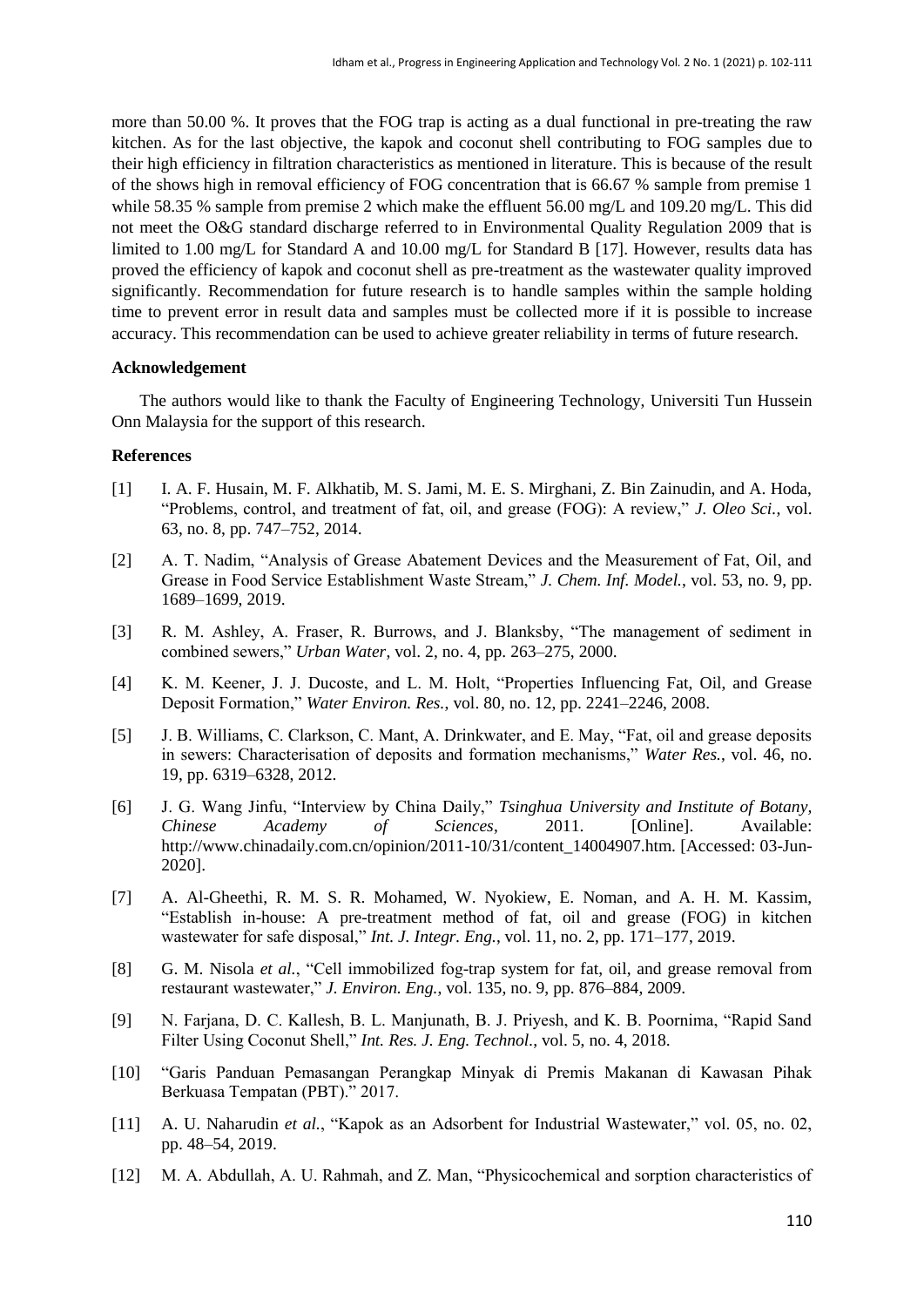more than 50.00 %. It proves that the FOG trap is acting as a dual functional in pre-treating the raw kitchen. As for the last objective, the kapok and coconut shell contributing to FOG samples due to their high efficiency in filtration characteristics as mentioned in literature. This is because of the result of the shows high in removal efficiency of FOG concentration that is 66.67 % sample from premise 1 while 58.35 % sample from premise 2 which make the effluent 56.00 mg/L and 109.20 mg/L. This did not meet the O&G standard discharge referred to in Environmental Quality Regulation 2009 that is limited to 1.00 mg/L for Standard A and 10.00 mg/L for Standard B [17]. However, results data has proved the efficiency of kapok and coconut shell as pre-treatment as the wastewater quality improved significantly. Recommendation for future research is to handle samples within the sample holding time to prevent error in result data and samples must be collected more if it is possible to increase accuracy. This recommendation can be used to achieve greater reliability in terms of future research.

**Acknowledgement**

The authors would like to thank the Faculty of Engineering Technology, Universiti Tun Hussein Onn Malaysia for the support of this research.

**References**

[1] I. A. F. Husain, M. F. Alkhatib, M. S. Jami, M. E. S. Mirghani, Z. Bin Zainudin, and A. Hoda, "Problems, control, and treatment of fat, oil, and grease (FOG): A review," *J. Oleo Sci.*, vol. 63, no. 8, pp. 747–752, 2014.

[2] A. T. Nadim, "Analysis of Grease Abatement Devices and the Measurement of Fat, Oil, and Grease in Food Service Establishment Waste Stream," *J. Chem. Inf. Model.*, vol. 53, no. 9, pp. 1689–1699, 2019.

[3] R. M. Ashley, A. Fraser, R. Burrows, and J. Blanksby, "The management of sediment in combined sewers," *Urban Water*, vol. 2, no. 4, pp. 263–275, 2000.

[4] K. M. Keener, J. J. Ducoste, and L. M. Holt, "Properties Influencing Fat, Oil, and Grease Deposit Formation," *Water Environ. Res.*, vol. 80, no. 12, pp. 2241–2246, 2008.

[5] J. B. Williams, C. Clarkson, C. Mant, A. Drinkwater, and E. May, "Fat, oil and grease deposits in sewers: Characterisation of deposits and formation mechanisms," *Water Res.*, vol. 46, no. 19, pp. 6319–6328, 2012.

[6] J. G. Wang Jinfu, "Interview by China Daily," *Tsinghua University and Institute of Botany, Chinese Academy of Sciences*, 2011. [Online]. Available: http://www.chinadaily.com.cn/opinion/2011-10/31/content_14004907.htm. [Accessed: 03-Jun-2020].

[7] A. Al-Gheethi, R. M. S. R. Mohamed, W. Nyokiew, E. Noman, and A. H. M. Kassim, "Establish in-house: A pre-treatment method of fat, oil and grease (FOG) in kitchen wastewater for safe disposal," *Int. J. Integr. Eng.*, vol. 11, no. 2, pp. 171–177, 2019.

[8] G. M. Nisola *et al.*, "Cell immobilized fog-trap system for fat, oil, and grease removal from restaurant wastewater," *J. Environ. Eng.*, vol. 135, no. 9, pp. 876–884, 2009.

[9] N. Farjana, D. C. Kallesh, B. L. Manjunath, B. J. Priyesh, and K. B. Poornima, "Rapid Sand Filter Using Coconut Shell," *Int. Res. J. Eng. Technol.*, vol. 5, no. 4, 2018.

[10] "Garis Panduan Pemasangan Perangkap Minyak di Premis Makanan di Kawasan Pihak Berkuasa Tempatan (PBT)." 2017.

[11] A. U. Naharudin *et al.*, "Kapok as an Adsorbent for Industrial Wastewater," vol. 05, no. 02, pp. 48–54, 2019.

[12] M. A. Abdullah, A. U. Rahmah, and Z. Man, "Physicochemical and sorption characteristics of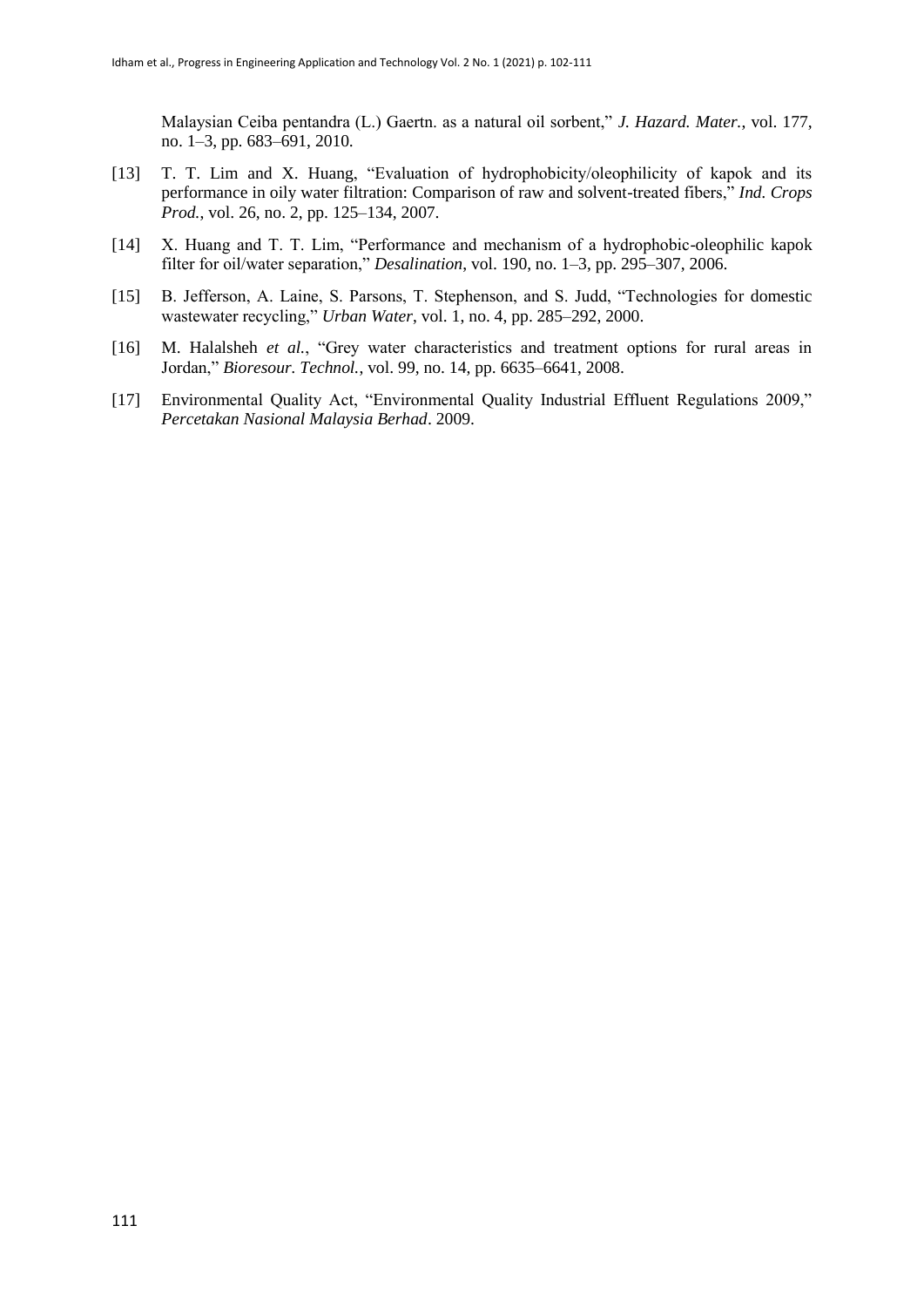Malaysian Ceiba pentandra (L.) Gaertn. as a natural oil sorbent," *J. Hazard. Mater.*, vol. 177, no. 1–3, pp. 683–691, 2010.

[13] T. T. Lim and X. Huang, "Evaluation of hydrophobicity/oleophilicity of kapok and its performance in oily water filtration: Comparison of raw and solvent-treated fibers," *Ind. Crops Prod.*, vol. 26, no. 2, pp. 125–134, 2007.

[14] X. Huang and T. T. Lim, "Performance and mechanism of a hydrophobic-oleophilic kapok filter for oil/water separation," *Desalination*, vol. 190, no. 1–3, pp. 295–307, 2006.

[15] B. Jefferson, A. Laine, S. Parsons, T. Stephenson, and S. Judd, "Technologies for domestic wastewater recycling," *Urban Water*, vol. 1, no. 4, pp. 285–292, 2000.

[16] M. Halalsheh *et al.*, "Grey water characteristics and treatment options for rural areas in Jordan," *Bioresour. Technol.*, vol. 99, no. 14, pp. 6635–6641, 2008.

[17] Environmental Quality Act, "Environmental Quality Industrial Effluent Regulations 2009," *Percetakan Nasional Malaysia Berhad*. 2009.